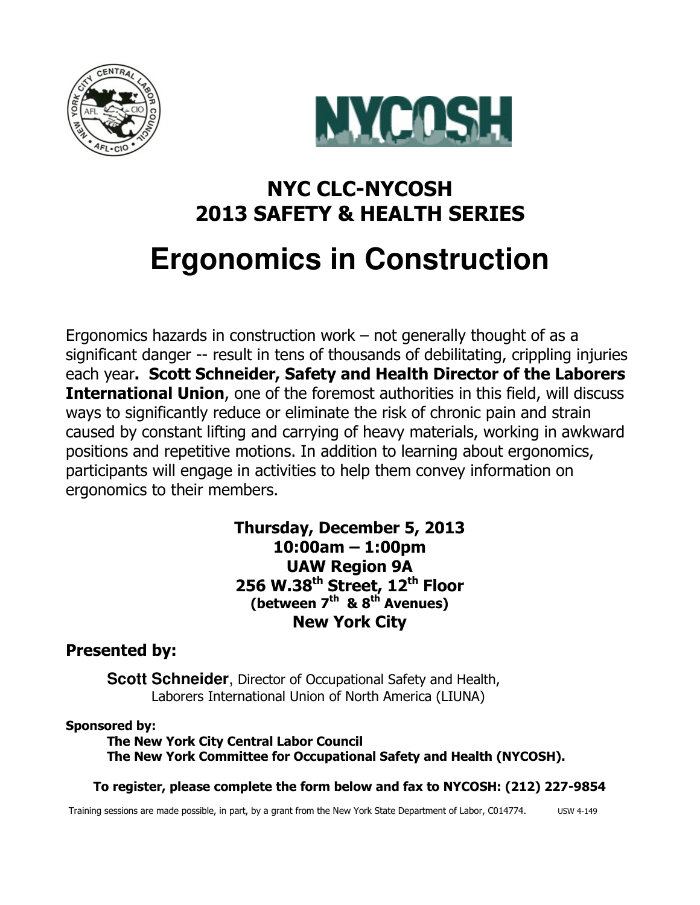## NYC CLC-NYCOSH
## 2013 SAFETY & HEALTH SERIES

# Ergonomics in Construction

Ergonomics hazards in construction work – not generally thought of as a significant danger -- result in tens of thousands of debilitating, crippling injuries each year**. Scott Schneider, Safety and Health Director of the Laborers International Union**, one of the foremost authorities in this field, will discuss ways to significantly reduce or eliminate the risk of chronic pain and strain caused by constant lifting and carrying of heavy materials, working in awkward positions and repetitive motions. In addition to learning about ergonomics, participants will engage in activities to help them convey information on ergonomics to their members.

**Thursday, December 5, 2013**
**10:00am – 1:00pm**
**UAW Region 9A**
**256 W.38th Street, 12th Floor**
**(between 7th & 8th Avenues)**
**New York City**

**Presented by:**

**Scott Schneider**, Director of Occupational Safety and Health, Laborers International Union of North America (LIUNA)

**Sponsored by:**

**The New York City Central Labor Council**
**The New York Committee for Occupational Safety and Health (NYCOSH).**

**To register, please complete the form below and fax to NYCOSH: (212) 227-9854**

Training sessions are made possible, in part, by a grant from the New York State Department of Labor, C014774. USW 4-149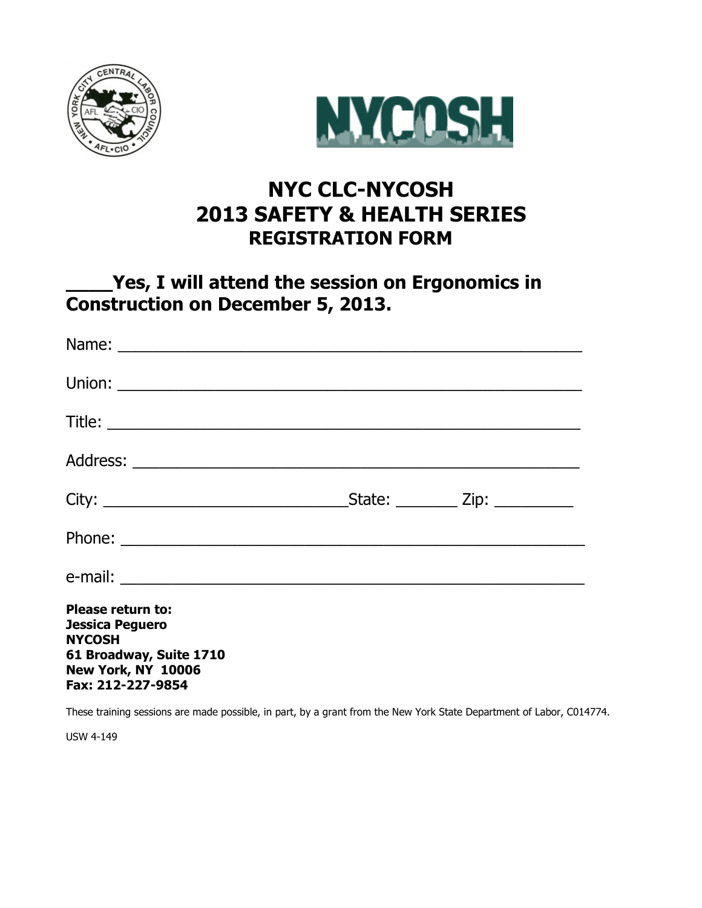# NYC CLC-NYCOSH
# 2013 SAFETY & HEALTH SERIES
## REGISTRATION FORM

**____Yes, I will attend the session on Ergonomics in Construction on December 5, 2013.**

Name: ________________________________________________

Union: ________________________________________________

Title: ________________________________________________

Address: ______________________________________________

City: ___________________________State: _______ Zip: _________

Phone: ________________________________________________

e-mail: ________________________________________________

**Please return to:**
**Jessica Peguero**
**NYCOSH**
**61 Broadway, Suite 1710**
**New York, NY 10006**
**Fax: 212-227-9854**

These training sessions are made possible, in part, by a grant from the New York State Department of Labor, C014774.

USW 4-149